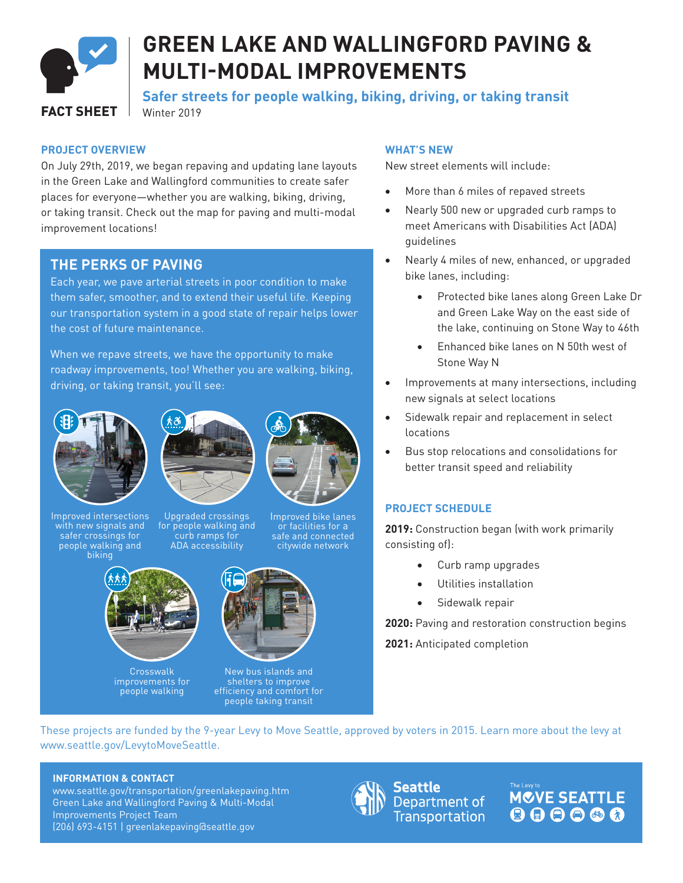FACT SHEET

# GREEN LAKE AND WALLINGFORD PAVING & MULTI-MODAL IMPROVEMENTS

**Safer streets for people walking, biking, driving, or taking transit**

Winter 2019

## PROJECT OVERVIEW

On July 29th, 2019, we began repaving and updating lane layouts in the Green Lake and Wallingford communities to create safer places for everyone—whether you are walking, biking, driving, or taking transit. Check out the map for paving and multi-modal improvement locations!

## THE PERKS OF PAVING

Each year, we pave arterial streets in poor condition to make them safer, smoother, and to extend their useful life. Keeping our transportation system in a good state of repair helps lower the cost of future maintenance.

When we repave streets, we have the opportunity to make roadway improvements, too! Whether you are walking, biking, driving, or taking transit, you'll see:

Improved intersections with new signals and safer crossings for people walking and biking

Upgraded crossings for people walking and curb ramps for ADA accessibility

Improved bike lanes or facilities for a safe and connected citywide network

Crosswalk improvements for people walking

New bus islands and shelters to improve efficiency and comfort for people taking transit

## WHAT'S NEW

New street elements will include:

- More than 6 miles of repaved streets
- Nearly 500 new or upgraded curb ramps to meet Americans with Disabilities Act (ADA) guidelines
- Nearly 4 miles of new, enhanced, or upgraded bike lanes, including:
  - Protected bike lanes along Green Lake Dr and Green Lake Way on the east side of the lake, continuing on Stone Way to 46th
  - Enhanced bike lanes on N 50th west of Stone Way N
- Improvements at many intersections, including new signals at select locations
- Sidewalk repair and replacement in select locations
- Bus stop relocations and consolidations for better transit speed and reliability

## PROJECT SCHEDULE

**2019:** Construction began (with work primarily consisting of):

- Curb ramp upgrades
- Utilities installation
- Sidewalk repair

**2020:** Paving and restoration construction begins

**2021:** Anticipated completion

These projects are funded by the 9-year Levy to Move Seattle, approved by voters in 2015. Learn more about the levy at www.seattle.gov/LevytoMoveSeattle.

**INFORMATION & CONTACT**

www.seattle.gov/transportation/greenlakepaving.htm
Green Lake and Wallingford Paving & Multi-Modal Improvements Project Team
(206) 693-4151 | greenlakepaving@seattle.gov

Seattle Department of Transportation

The Levy to MOVE SEATTLE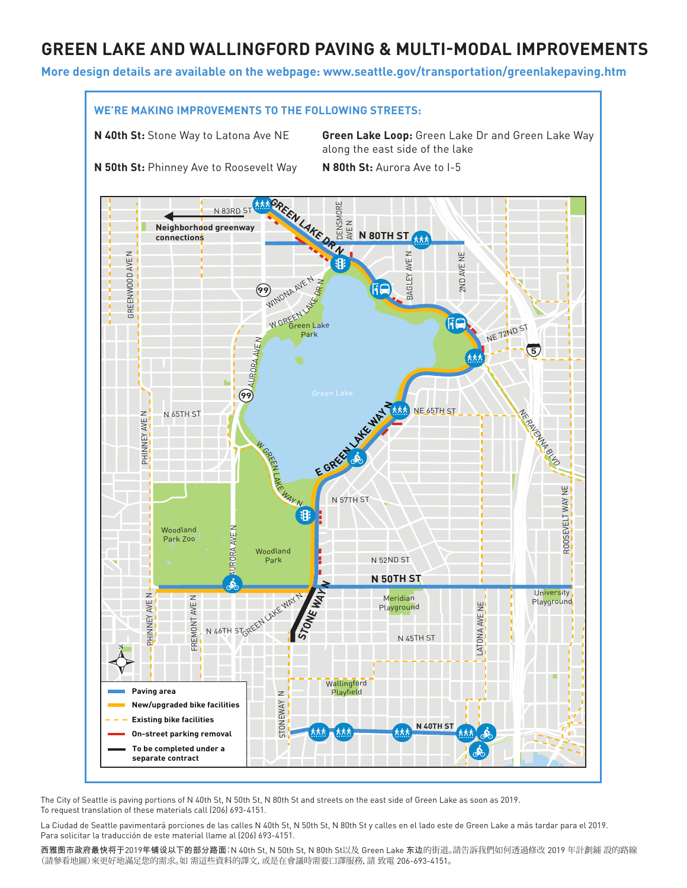# GREEN LAKE AND WALLINGFORD PAVING & MULTI-MODAL IMPROVEMENTS

**More design details are available on the webpage: www.seattle.gov/transportation/greenlakepaving.htm**

## WE'RE MAKING IMPROVEMENTS TO THE FOLLOWING STREETS:

**N 40th St:** Stone Way to Latona Ave NE

**N 50th St:** Phinney Ave to Roosevelt Way

**Green Lake Loop:** Green Lake Dr and Green Lake Way along the east side of the lake

**N 80th St:** Aurora Ave to I-5

N 83RD ST
GREEN LAKE DR N
DENSMORE AVE N
N 80TH ST
Neighborhood greenway connections
GREENWOOD AVE N
BAGLEY AVE N
2ND AVE NE
99
WINONA AVE N
W GREEN LAKE DR N
Green Lake Park
NE 72ND ST
5
AURORA AVE N
Green Lake
99
N 65TH ST
PHINNEY AVE N
NE 65TH ST
E GREEN LAKE WAY N
NE RAVENNA BLVD
W GREEN LAKE WAY N
N 57TH ST
ROOSEVELT WAY NE
Woodland Park Zoo
AURORA AVE N
Woodland Park
N 52ND ST
N 50TH ST
University Playground
Meridian Playground
PHINNEY AVE N
FREMONT AVE N
GREEN LAKE WAY N
STONE WAY N
LATONA AVE NE
N 46TH ST
N 45TH ST
Wallingford Playfield
STONEWAY N
N 40TH ST

Paving area
New/upgraded bike facilities
Existing bike facilities
On-street parking removal
To be completed under a separate contract

The City of Seattle is paving portions of N 40th St, N 50th St, N 80th St and streets on the east side of Green Lake as soon as 2019.
To request translation of these materials call (206) 693-4151.

La Ciudad de Seattle pavimentará porciones de las calles N 40th St, N 50th St, N 80th St y calles en el lado este de Green Lake a más tardar para el 2019.
Para solicitar la traducción de este material llame al (206) 693-4151.

西雅图市政府最快将于2019年铺设以下的部分路面：N 40th St, N 50th St, N 80th St以及 Green Lake 东边的街道。請告訴我們如何透過修改 2019 年計劃鋪 設的路線 (請參看地圖)來更好地滿足您的需求。如 需這些資料的譯文, 或是在會議時需要口譯服務, 請 致電 206-693-4151。